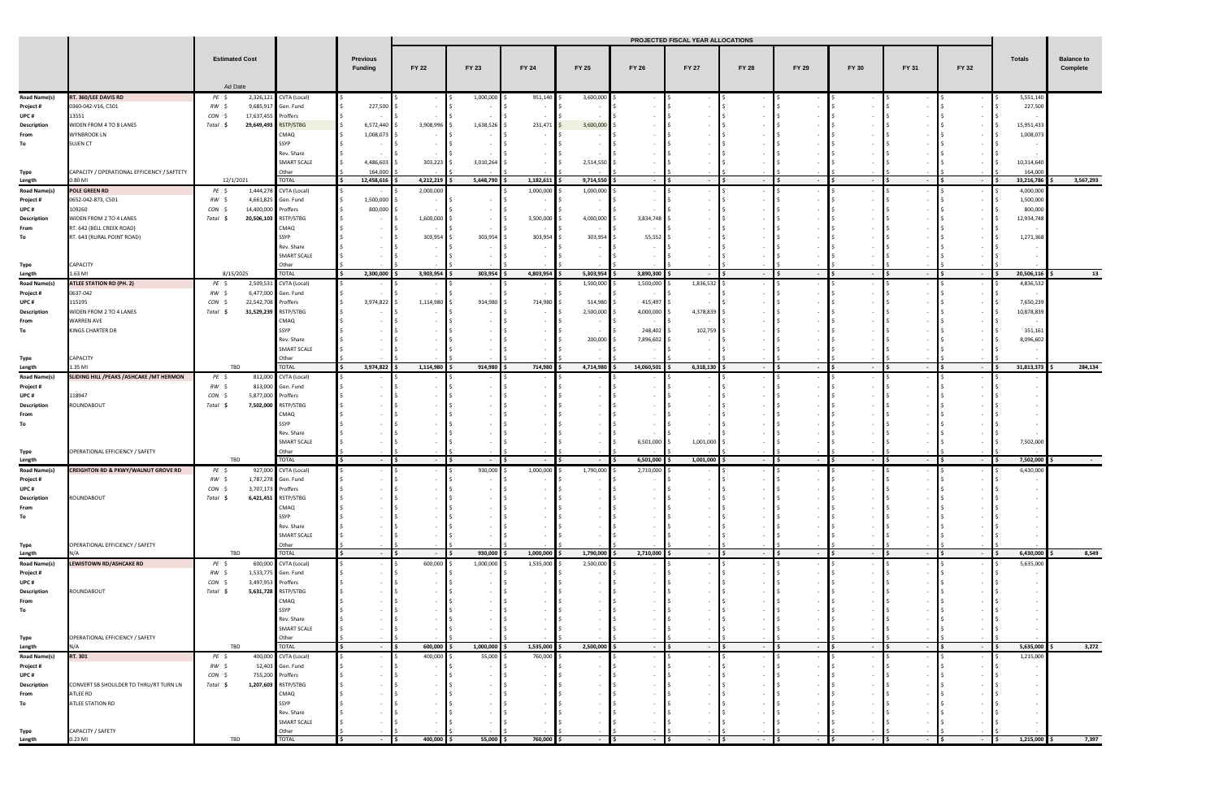| | | Estimated Cost | | Previous Funding | PROJECTED FISCAL YEAR ALLOCATIONS | | | | | | | | | | | Totals | Balance to Complete |
|---|---|---|---|---|---|---|---|---|---|---|---|---|---|---|---|---|---|
| | | | | | FY 22 | FY 23 | FY 24 | FY 25 | FY 26 | FY 27 | FY 28 | FY 29 | FY 30 | FY 31 | FY 32 | | |
| | | Ad Date | | | | | | | | | | | | | | | |
| **Road Name(s)** | **RT. 360/LEE DAVIS RD** | PE $ 2,326,121 | CVTA (Local) | - | - | 1,000,000 | 951,140 | 3,600,000 | - | - | - | - | - | - | - | 5,551,140 | |
| **Project #** | 0360-042-V16, C501 | RW $ 9,685,917 | Gen. Fund | 227,500 | - | - | - | - | - | - | - | - | - | - | - | 227,500 | |
| **UPC #** | 13551 | CON $ 17,637,455 | Proffers | - | - | - | - | - | - | - | - | - | - | - | - | - | |
| **Description** | WIDEN FROM 4 TO 8 LANES | Total $ 29,649,493 | RSTP/STBG | 6,572,440 | 3,908,996 | 1,638,526 | 231,471 | 3,600,000 | - | - | - | - | - | - | - | 15,951,433 | |
| **From** | WYNBROOK LN | | CMAQ | 1,008,073 | - | - | - | - | - | - | - | - | - | - | - | 1,008,073 | |
| **To** | SUJEN CT | | SSYP | - | - | - | - | - | - | - | - | - | - | - | - | - | |
| | | | Rev. Share | - | - | - | - | - | - | - | - | - | - | - | - | - | |
| | | | SMART SCALE | 4,486,603 | 303,223 | 3,010,264 | - | 2,514,550 | - | - | - | - | - | - | - | 10,314,640 | |
| **Type** | CAPACITY / OPERATIONAL EFFICIENCY / SAFETY | | Other | 164,000 | - | - | - | - | - | - | - | - | - | - | - | 164,000 | |
| **Length** | 0.80 MI | 12/1/2021 | TOTAL | 12,458,616 | 4,212,219 | 5,648,790 | 1,182,611 | 9,714,550 | - | - | - | - | - | - | - | 33,216,786 | 3,567,293 |
| **Road Name(s)** | **POLE GREEN RD** | PE $ 1,444,278 | CVTA (Local) | - | 2,000,000 | - | 1,000,000 | 1,000,000 | - | - | - | - | - | - | - | 4,000,000 | |
| **Project #** | 0652-042-873, C501 | RW $ 4,661,825 | Gen. Fund | 1,500,000 | - | - | - | - | - | - | - | - | - | - | - | 1,500,000 | |
| **UPC #** | 109260 | CON $ 14,400,000 | Proffers | 800,000 | - | - | - | - | - | - | - | - | - | - | - | 800,000 | |
| **Description** | WIDEN FROM 2 TO 4 LANES | Total $ 20,506,103 | RSTP/STBG | - | 1,600,000 | - | 3,500,000 | 4,000,000 | 3,834,748 | - | - | - | - | - | - | 12,934,748 | |
| **From** | RT. 642 (BELL CREEK ROAD) | | CMAQ | - | - | - | - | - | - | - | - | - | - | - | - | - | |
| **To** | RT. 643 (RURAL POINT ROAD) | | SSYP | - | 303,954 | 303,954 | 303,954 | 303,954 | 55,552 | - | - | - | - | - | - | 1,271,368 | |
| | | | Rev. Share | - | - | - | - | - | - | - | - | - | - | - | - | - | |
| | | | SMART SCALE | - | - | - | - | - | - | - | - | - | - | - | - | - | |
| **Type** | CAPACITY | | Other | - | - | - | - | - | - | - | - | - | - | - | - | - | |
| **Length** | 1.63 MI | 8/15/2025 | TOTAL | 2,300,000 | 3,903,954 | 303,954 | 4,803,954 | 5,303,954 | 3,890,300 | - | - | - | - | - | - | 20,506,116 | 13 |
| **Road Name(s)** | **ATLEE STATION RD (PH. 2)** | PE $ 2,509,531 | CVTA (Local) | - | - | - | - | 1,500,000 | 1,500,000 | 1,836,532 | - | - | - | - | - | 4,836,532 | |
| **Project #** | 0637-042 | RW $ 6,477,000 | Gen. Fund | - | - | - | - | - | - | - | - | - | - | - | - | - | |
| **UPC #** | 115195 | CON $ 22,542,708 | Proffers | 3,974,822 | 1,114,980 | 914,980 | 714,980 | 514,980 | 415,497 | - | - | - | - | - | - | 7,650,239 | |
| **Description** | WIDEN FROM 2 TO 4 LANES | Total $ 31,529,239 | RSTP/STBG | - | - | - | - | 2,500,000 | 4,000,000 | 4,378,839 | - | - | - | - | - | 10,878,839 | |
| **From** | WARREN AVE | | CMAQ | - | - | - | - | - | - | - | - | - | - | - | - | - | |
| **To** | KINGS CHARTER DR | | SSYP | - | - | - | - | - | 248,402 | 102,759 | - | - | - | - | - | 351,161 | |
| | | | Rev. Share | - | - | - | - | 200,000 | 7,896,602 | - | - | - | - | - | - | 8,096,602 | |
| | | | SMART SCALE | - | - | - | - | - | - | - | - | - | - | - | - | - | |
| **Type** | CAPACITY | | Other | - | - | - | - | - | - | - | - | - | - | - | - | - | |
| **Length** | 1.35 MI | TBD | TOTAL | 3,974,822 | 1,114,980 | 914,980 | 714,980 | 4,714,980 | 14,060,501 | 6,318,130 | - | - | - | - | - | 31,813,373 | 284,134 |
| **Road Name(s)** | **SLIDING HILL /PEAKS /ASHCAKE /MT HERMON** | PE $ 812,000 | CVTA (Local) | - | - | - | - | - | - | - | - | - | - | - | - | - | |
| **Project #** | | RW $ 813,000 | Gen. Fund | - | - | - | - | - | - | - | - | - | - | - | - | - | |
| **UPC #** | 118947 | CON $ 5,877,000 | Proffers | - | - | - | - | - | - | - | - | - | - | - | - | - | |
| **Description** | ROUNDABOUT | Total $ 7,502,000 | RSTP/STBG | - | - | - | - | - | - | - | - | - | - | - | - | - | |
| **From** | | | CMAQ | - | - | - | - | - | - | - | - | - | - | - | - | - | |
| **To** | | | SSYP | - | - | - | - | - | - | - | - | - | - | - | - | - | |
| | | | Rev. Share | - | - | - | - | - | - | - | - | - | - | - | - | - | |
| | | | SMART SCALE | - | - | - | - | - | 6,501,000 | 1,001,000 | - | - | - | - | - | 7,502,000 | |
| **Type** | OPERATIONAL EFFICIENCY / SAFETY | | Other | - | - | - | - | - | - | - | - | - | - | - | - | - | |
| **Length** | | TBD | TOTAL | - | - | - | - | - | 6,501,000 | 1,001,000 | - | - | - | - | - | 7,502,000 | - |
| **Road Name(s)** | **CREIGHTON RD & PKWY/WALNUT GROVE RD** | PE $ 927,000 | CVTA (Local) | - | - | 930,000 | 1,000,000 | 1,790,000 | 2,710,000 | - | - | - | - | - | - | 6,430,000 | |
| **Project #** | | RW $ 1,787,278 | Gen. Fund | - | - | - | - | - | - | - | - | - | - | - | - | - | |
| **UPC #** | | CON $ 3,707,173 | Proffers | - | - | - | - | - | - | - | - | - | - | - | - | - | |
| **Description** | ROUNDABOUT | Total $ 6,421,451 | RSTP/STBG | - | - | - | - | - | - | - | - | - | - | - | - | - | |
| **From** | | | CMAQ | - | - | - | - | - | - | - | - | - | - | - | - | - | |
| **To** | | | SSYP | - | - | - | - | - | - | - | - | - | - | - | - | - | |
| | | | Rev. Share | - | - | - | - | - | - | - | - | - | - | - | - | - | |
| | | | SMART SCALE | - | - | - | - | - | - | - | - | - | - | - | - | - | |
| **Type** | OPERATIONAL EFFICIENCY / SAFETY | | Other | - | - | - | - | - | - | - | - | - | - | - | - | - | |
| **Length** | N/A | TBD | TOTAL | - | - | 930,000 | 1,000,000 | 1,790,000 | 2,710,000 | - | - | - | - | - | - | 6,430,000 | 8,549 |
| **Road Name(s)** | **LEWISTOWN RD/ASHCAKE RD** | PE $ 600,000 | CVTA (Local) | - | 600,000 | 1,000,000 | 1,535,000 | 2,500,000 | - | - | - | - | - | - | - | 5,635,000 | |
| **Project #** | | RW $ 1,533,775 | Gen. Fund | - | - | - | - | - | - | - | - | - | - | - | - | - | |
| **UPC #** | | CON $ 3,497,953 | Proffers | - | - | - | - | - | - | - | - | - | - | - | - | - | |
| **Description** | ROUNDABOUT | Total $ 5,631,728 | RSTP/STBG | - | - | - | - | - | - | - | - | - | - | - | - | - | |
| **From** | | | CMAQ | - | - | - | - | - | - | - | - | - | - | - | - | - | |
| **To** | | | SSYP | - | - | - | - | - | - | - | - | - | - | - | - | - | |
| | | | Rev. Share | - | - | - | - | - | - | - | - | - | - | - | - | - | |
| | | | SMART SCALE | - | - | - | - | - | - | - | - | - | - | - | - | - | |
| **Type** | OPERATIONAL EFFICIENCY / SAFETY | | Other | - | - | - | - | - | - | - | - | - | - | - | - | - | |
| **Length** | N/A | TBD | TOTAL | - | 600,000 | 1,000,000 | 1,535,000 | 2,500,000 | - | - | - | - | - | - | - | 5,635,000 | 3,272 |
| **Road Name(s)** | **RT. 301** | PE $ 400,000 | CVTA (Local) | - | 400,000 | 55,000 | 760,000 | - | - | - | - | - | - | - | - | 1,215,000 | |
| **Project #** | | RW $ 52,403 | Gen. Fund | - | - | - | - | - | - | - | - | - | - | - | - | - | |
| **UPC #** | | CON $ 755,200 | Proffers | - | - | - | - | - | - | - | - | - | - | - | - | - | |
| **Description** | CONVERT SB SHOULDER TO THRU/RT TURN LN | Total $ 1,207,603 | RSTP/STBG | - | - | - | - | - | - | - | - | - | - | - | - | - | |
| **From** | ATLEE RD | | CMAQ | - | - | - | - | - | - | - | - | - | - | - | - | - | |
| **To** | ATLEE STATION RD | | SSYP | - | - | - | - | - | - | - | - | - | - | - | - | - | |
| | | | Rev. Share | - | - | - | - | - | - | - | - | - | - | - | - | - | |
| | | | SMART SCALE | - | - | - | - | - | - | - | - | - | - | - | - | - | |
| **Type** | CAPACITY / SAFETY | | Other | - | - | - | - | - | - | - | - | - | - | - | - | - | |
| **Length** | 0.23 MI | TBD | TOTAL | - | 400,000 | 55,000 | 760,000 | - | - | - | - | - | - | - | - | 1,215,000 | 7,397 |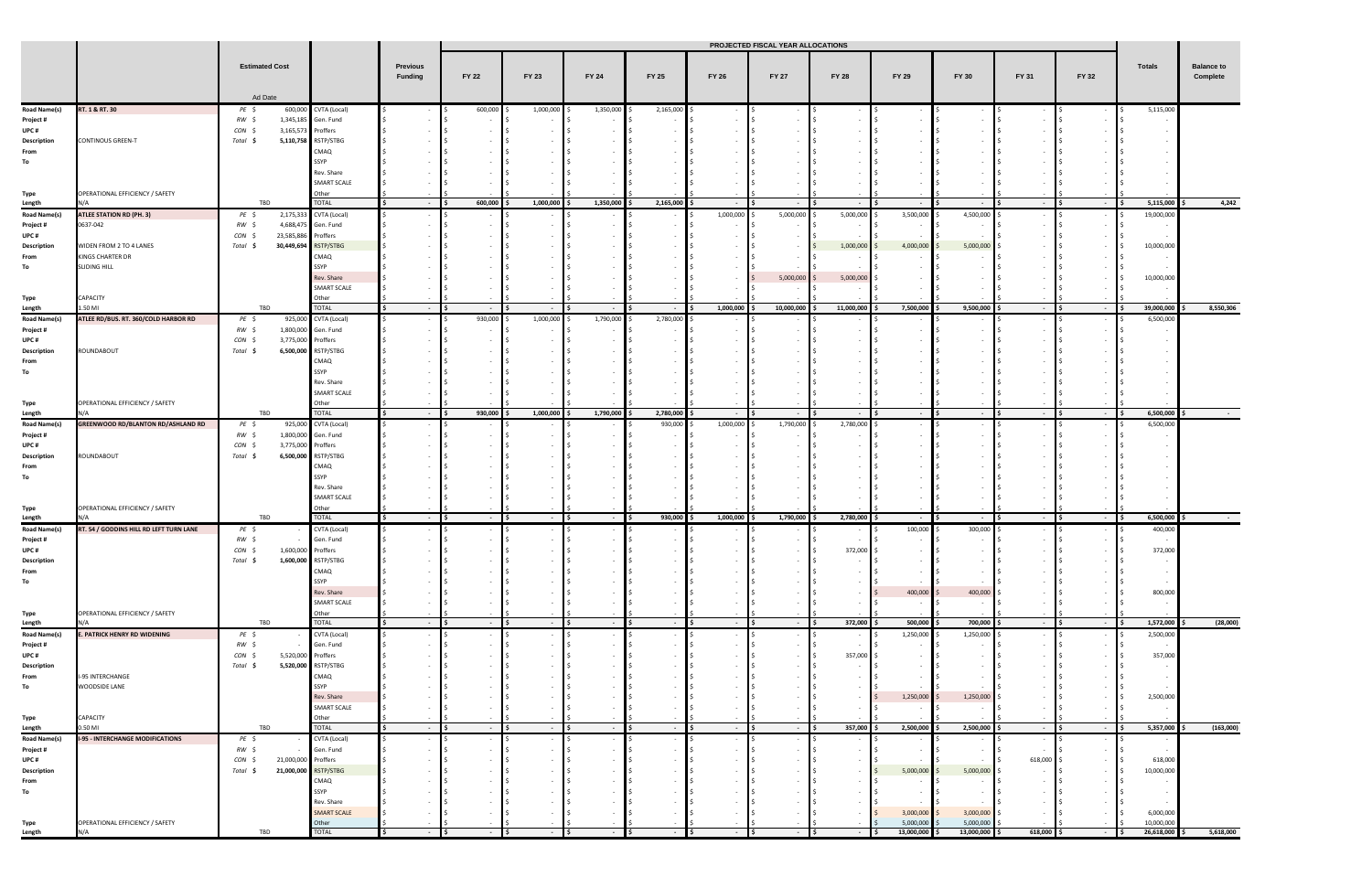| | | Estimated Cost | | Previous Funding | PROJECTED FISCAL YEAR ALLOCATIONS | | | | | | | | | | | Totals | Balance to Complete |
|---|---|---|---|---|---|---|---|---|---|---|---|---|---|---|---|---|---|
| | | Ad Date | | | FY 22 | FY 23 | FY 24 | FY 25 | FY 26 | FY 27 | FY 28 | FY 29 | FY 30 | FY 31 | FY 32 | | |
| Road Name(s) | RT. 1 & RT. 30 | PE $ 600,000 | CVTA (Local) | $ - | $ 600,000 | $ 1,000,000 | $ 1,350,000 | $ 2,165,000 | $ - | $ - | $ - | $ - | $ - | $ - | $ - | $ 5,115,000 | |
| Project # | | RW $ 1,345,185 | Gen. Fund | $ - | $ - | $ - | $ - | $ - | $ - | $ - | $ - | $ - | $ - | $ - | $ - | $ - | |
| UPC # | | CON $ 3,165,573 | Proffers | $ - | $ - | $ - | $ - | $ - | $ - | $ - | $ - | $ - | $ - | $ - | $ - | $ - | |
| Description | CONTINOUS GREEN-T | Total $ 5,110,758 | RSTP/STBG | $ - | $ - | $ - | $ - | $ - | $ - | $ - | $ - | $ - | $ - | $ - | $ - | $ - | |
| From | | | CMAQ | $ - | $ - | $ - | $ - | $ - | $ - | $ - | $ - | $ - | $ - | $ - | $ - | $ - | |
| To | | | SSYP | $ - | $ - | $ - | $ - | $ - | $ - | $ - | $ - | $ - | $ - | $ - | $ - | $ - | |
| | | | Rev. Share | $ - | $ - | $ - | $ - | $ - | $ - | $ - | $ - | $ - | $ - | $ - | $ - | $ - | |
| | | | SMART SCALE | $ - | $ - | $ - | $ - | $ - | $ - | $ - | $ - | $ - | $ - | $ - | $ - | $ - | |
| Type | OPERATIONAL EFFICIENCY / SAFETY | | Other | $ - | $ - | $ - | $ - | $ - | $ - | $ - | $ - | $ - | $ - | $ - | $ - | $ - | |
| Length | N/A | TBD | TOTAL | $ - | $ 600,000 | $ 1,000,000 | $ 1,350,000 | $ 2,165,000 | $ - | $ - | $ - | $ - | $ - | $ - | $ - | $ 5,115,000 | $ 4,242 |
| Road Name(s) | ATLEE STATION RD (PH. 3) | PE $ 2,175,333 | CVTA (Local) | $ - | $ - | $ - | $ - | $ - | $ 1,000,000 | $ 5,000,000 | $ 5,000,000 | $ 3,500,000 | $ 4,500,000 | $ - | $ - | $ 19,000,000 | |
| Project # | 0637-042 | RW $ 4,688,475 | Gen. Fund | $ - | $ - | $ - | $ - | $ - | $ - | $ - | $ - | $ - | $ - | $ - | $ - | $ - | |
| UPC # | | CON $ 23,585,886 | Proffers | $ - | $ - | $ - | $ - | $ - | $ - | $ - | $ - | $ - | $ - | $ - | $ - | $ - | |
| Description | WIDEN FROM 2 TO 4 LANES | Total $ 30,449,694 | RSTP/STBG | $ - | $ - | $ - | $ - | $ - | $ - | $ - | $ 1,000,000 | $ 4,000,000 | $ 5,000,000 | $ - | $ - | $ 10,000,000 | |
| From | KINGS CHARTER DR | | CMAQ | $ - | $ - | $ - | $ - | $ - | $ - | $ - | $ - | $ - | $ - | $ - | $ - | $ - | |
| To | SLIDING HILL | | SSYP | $ - | $ - | $ - | $ - | $ - | $ - | $ - | $ - | $ - | $ - | $ - | $ - | $ - | |
| | | | Rev. Share | $ - | $ - | $ - | $ - | $ - | $ - | $ 5,000,000 | $ 5,000,000 | $ - | $ - | $ - | $ - | $ 10,000,000 | |
| | | | SMART SCALE | $ - | $ - | $ - | $ - | $ - | $ - | $ - | $ - | $ - | $ - | $ - | $ - | $ - | |
| Type | CAPACITY | | Other | $ - | $ - | $ - | $ - | $ - | $ - | $ - | $ - | $ - | $ - | $ - | $ - | $ - | |
| Length | 1.50 MI | TBD | TOTAL | $ - | $ - | $ - | $ - | $ - | $ 1,000,000 | $ 10,000,000 | $ 11,000,000 | $ 7,500,000 | $ 9,500,000 | $ - | $ - | $ 39,000,000 | $ 8,550,306 |
| Road Name(s) | ATLEE RD/BUS. RT. 360/COLD HARBOR RD | PE $ 925,000 | CVTA (Local) | $ - | $ 930,000 | $ 1,000,000 | $ 1,790,000 | $ 2,780,000 | $ - | $ - | $ - | $ - | $ - | $ - | $ - | $ 6,500,000 | |
| Project # | | RW $ 1,800,000 | Gen. Fund | $ - | $ - | $ - | $ - | $ - | $ - | $ - | $ - | $ - | $ - | $ - | $ - | $ - | |
| UPC # | | CON $ 3,775,000 | Proffers | $ - | $ - | $ - | $ - | $ - | $ - | $ - | $ - | $ - | $ - | $ - | $ - | $ - | |
| Description | ROUNDABOUT | Total $ 6,500,000 | RSTP/STBG | $ - | $ - | $ - | $ - | $ - | $ - | $ - | $ - | $ - | $ - | $ - | $ - | $ - | |
| From | | | CMAQ | $ - | $ - | $ - | $ - | $ - | $ - | $ - | $ - | $ - | $ - | $ - | $ - | $ - | |
| To | | | SSYP | $ - | $ - | $ - | $ - | $ - | $ - | $ - | $ - | $ - | $ - | $ - | $ - | $ - | |
| | | | Rev. Share | $ - | $ - | $ - | $ - | $ - | $ - | $ - | $ - | $ - | $ - | $ - | $ - | $ - | |
| | | | SMART SCALE | $ - | $ - | $ - | $ - | $ - | $ - | $ - | $ - | $ - | $ - | $ - | $ - | $ - | |
| Type | OPERATIONAL EFFICIENCY / SAFETY | | Other | $ - | $ - | $ - | $ - | $ - | $ - | $ - | $ - | $ - | $ - | $ - | $ - | $ - | |
| Length | N/A | TBD | TOTAL | $ - | $ 930,000 | $ 1,000,000 | $ 1,790,000 | $ 2,780,000 | $ - | $ - | $ - | $ - | $ - | $ - | $ - | $ 6,500,000 | $ - |
| Road Name(s) | GREENWOOD RD/BLANTON RD/ASHLAND RD | PE $ 925,000 | CVTA (Local) | $ - | $ - | $ - | $ - | $ 930,000 | $ 1,000,000 | $ 1,790,000 | $ 2,780,000 | $ - | $ - | $ - | $ - | $ 6,500,000 | |
| Project # | | RW $ 1,800,000 | Gen. Fund | $ - | $ - | $ - | $ - | $ - | $ - | $ - | $ - | $ - | $ - | $ - | $ - | $ - | |
| UPC # | | CON $ 3,775,000 | Proffers | $ - | $ - | $ - | $ - | $ - | $ - | $ - | $ - | $ - | $ - | $ - | $ - | $ - | |
| Description | ROUNDABOUT | Total $ 6,500,000 | RSTP/STBG | $ - | $ - | $ - | $ - | $ - | $ - | $ - | $ - | $ - | $ - | $ - | $ - | $ - | |
| From | | | CMAQ | $ - | $ - | $ - | $ - | $ - | $ - | $ - | $ - | $ - | $ - | $ - | $ - | $ - | |
| To | | | SSYP | $ - | $ - | $ - | $ - | $ - | $ - | $ - | $ - | $ - | $ - | $ - | $ - | $ - | |
| | | | Rev. Share | $ - | $ - | $ - | $ - | $ - | $ - | $ - | $ - | $ - | $ - | $ - | $ - | $ - | |
| | | | SMART SCALE | $ - | $ - | $ - | $ - | $ - | $ - | $ - | $ - | $ - | $ - | $ - | $ - | $ - | |
| Type | OPERATIONAL EFFICIENCY / SAFETY | | Other | $ - | $ - | $ - | $ - | $ - | $ - | $ - | $ - | $ - | $ - | $ - | $ - | $ - | |
| Length | N/A | TBD | TOTAL | $ - | $ - | $ - | $ - | $ 930,000 | $ 1,000,000 | $ 1,790,000 | $ 2,780,000 | $ - | $ - | $ - | $ - | $ 6,500,000 | $ - |
| Road Name(s) | RT. 54 / GODDINS HILL RD LEFT TURN LANE | PE $ - | CVTA (Local) | $ - | $ - | $ - | $ - | $ - | $ - | $ - | $ - | $ 100,000 | $ 300,000 | $ - | $ - | $ 400,000 | |
| Project # | | RW $ - | Gen. Fund | $ - | $ - | $ - | $ - | $ - | $ - | $ - | $ - | $ - | $ - | $ - | $ - | $ - | |
| UPC # | | CON $ 1,600,000 | Proffers | $ - | $ - | $ - | $ - | $ - | $ - | $ - | $ 372,000 | $ - | $ - | $ - | $ - | $ 372,000 | |
| Description | | Total $ 1,600,000 | RSTP/STBG | $ - | $ - | $ - | $ - | $ - | $ - | $ - | $ - | $ - | $ - | $ - | $ - | $ - | |
| From | | | CMAQ | $ - | $ - | $ - | $ - | $ - | $ - | $ - | $ - | $ - | $ - | $ - | $ - | $ - | |
| To | | | SSYP | $ - | $ - | $ - | $ - | $ - | $ - | $ - | $ - | $ - | $ - | $ - | $ - | $ - | |
| | | | Rev. Share | $ - | $ - | $ - | $ - | $ - | $ - | $ - | $ - | $ 400,000 | $ 400,000 | $ - | $ - | $ 800,000 | |
| | | | SMART SCALE | $ - | $ - | $ - | $ - | $ - | $ - | $ - | $ - | $ - | $ - | $ - | $ - | $ - | |
| Type | OPERATIONAL EFFICIENCY / SAFETY | | Other | $ - | $ - | $ - | $ - | $ - | $ - | $ - | $ - | $ - | $ - | $ - | $ - | $ - | |
| Length | N/A | TBD | TOTAL | $ - | $ - | $ - | $ - | $ - | $ - | $ - | $ 372,000 | $ 500,000 | $ 700,000 | $ - | $ - | $ 1,572,000 | $ (28,000) |
| Road Name(s) | E. PATRICK HENRY RD WIDENING | PE $ - | CVTA (Local) | $ - | $ - | $ - | $ - | $ - | $ - | $ - | $ - | $ 1,250,000 | $ 1,250,000 | $ - | $ - | $ 2,500,000 | |
| Project # | | RW $ - | Gen. Fund | $ - | $ - | $ - | $ - | $ - | $ - | $ - | $ - | $ - | $ - | $ - | $ - | $ - | |
| UPC # | | CON $ 5,520,000 | Proffers | $ - | $ - | $ - | $ - | $ - | $ - | $ - | $ 357,000 | $ - | $ - | $ - | $ - | $ 357,000 | |
| Description | | Total $ 5,520,000 | RSTP/STBG | $ - | $ - | $ - | $ - | $ - | $ - | $ - | $ - | $ - | $ - | $ - | $ - | $ - | |
| From | I-95 INTERCHANGE | | CMAQ | $ - | $ - | $ - | $ - | $ - | $ - | $ - | $ - | $ - | $ - | $ - | $ - | $ - | |
| To | WOODSIDE LANE | | SSYP | $ - | $ - | $ - | $ - | $ - | $ - | $ - | $ - | $ - | $ - | $ - | $ - | $ - | |
| | | | Rev. Share | $ - | $ - | $ - | $ - | $ - | $ - | $ - | $ - | $ 1,250,000 | $ 1,250,000 | $ - | $ - | $ 2,500,000 | |
| | | | SMART SCALE | $ - | $ - | $ - | $ - | $ - | $ - | $ - | $ - | $ - | $ - | $ - | $ - | $ - | |
| Type | CAPACITY | | Other | $ - | $ - | $ - | $ - | $ - | $ - | $ - | $ - | $ - | $ - | $ - | $ - | $ - | |
| Length | 0.50 MI | TBD | TOTAL | $ - | $ - | $ - | $ - | $ - | $ - | $ - | $ 357,000 | $ 2,500,000 | $ 2,500,000 | $ - | $ - | $ 5,357,000 | $ (163,000) |
| Road Name(s) | I-95 - INTERCHANGE MODIFICATIONS | PE $ - | CVTA (Local) | $ - | $ - | $ - | $ - | $ - | $ - | $ - | $ - | $ - | $ - | $ - | $ - | $ - | |
| Project # | | RW $ - | Gen. Fund | $ - | $ - | $ - | $ - | $ - | $ - | $ - | $ - | $ - | $ - | $ - | $ - | $ - | |
| UPC # | | CON $ 21,000,000 | Proffers | $ - | $ - | $ - | $ - | $ - | $ - | $ - | $ - | $ - | $ - | $ 618,000 | $ - | $ 618,000 | |
| Description | | Total $ 21,000,000 | RSTP/STBG | $ - | $ - | $ - | $ - | $ - | $ - | $ - | $ - | $ 5,000,000 | $ 5,000,000 | $ - | $ - | $ 10,000,000 | |
| From | | | CMAQ | $ - | $ - | $ - | $ - | $ - | $ - | $ - | $ - | $ - | $ - | $ - | $ - | $ - | |
| To | | | SSYP | $ - | $ - | $ - | $ - | $ - | $ - | $ - | $ - | $ - | $ - | $ - | $ - | $ - | |
| | | | Rev. Share | $ - | $ - | $ - | $ - | $ - | $ - | $ - | $ - | $ - | $ - | $ - | $ - | $ - | |
| | | | SMART SCALE | $ - | $ - | $ - | $ - | $ - | $ - | $ - | $ - | $ 3,000,000 | $ 3,000,000 | $ - | $ - | $ 6,000,000 | |
| Type | OPERATIONAL EFFICIENCY / SAFETY | | Other | $ - | $ - | $ - | $ - | $ - | $ - | $ - | $ - | $ 5,000,000 | $ 5,000,000 | $ - | $ - | $ 10,000,000 | |
| Length | N/A | TBD | TOTAL | $ - | $ - | $ - | $ - | $ - | $ - | $ - | $ - | $ 13,000,000 | $ 13,000,000 | $ 618,000 | $ - | $ 26,618,000 | $ 5,618,000 |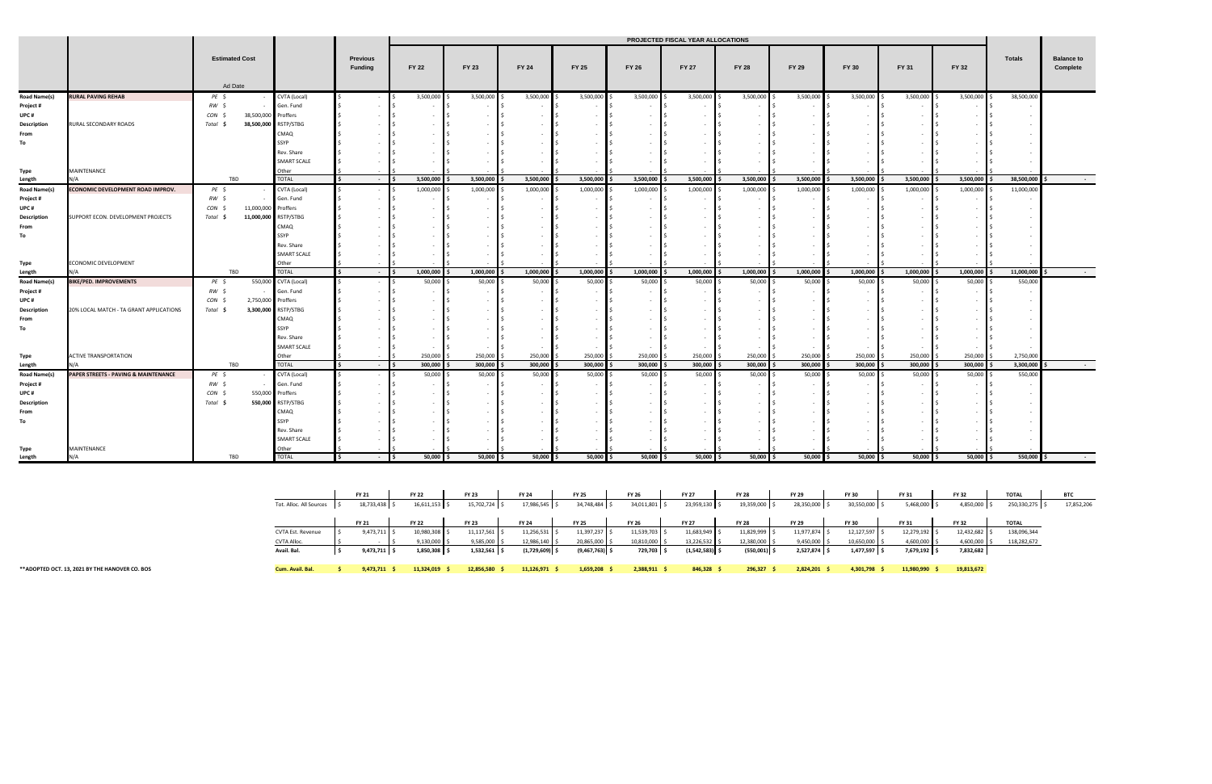| | | Estimated Cost | | | Previous Funding | PROJECTED FISCAL YEAR ALLOCATIONS | | | | | | | | | | | Totals | Balance to Complete |
|---|---|---|---|---|---|---|---|---|---|---|---|---|---|---|---|---|---|---|
| | | Ad Date | | | | FY 22 | FY 23 | FY 24 | FY 25 | FY 26 | FY 27 | FY 28 | FY 29 | FY 30 | FY 31 | FY 32 | | |
| Road Name(s) | RURAL PAVING REHAB | PE $ | - | CVTA (Local) | $ - | $ 3,500,000 | $ 3,500,000 | $ 3,500,000 | $ 3,500,000 | $ 3,500,000 | $ 3,500,000 | $ 3,500,000 | $ 3,500,000 | $ 3,500,000 | $ 3,500,000 | $ 3,500,000 | $ 38,500,000 | |
| Project # | | RW $ | - | Gen. Fund | $ - | $ - | $ - | $ - | $ - | $ - | $ - | $ - | $ - | $ - | $ - | $ - | $ - | |
| UPC # | | CON $ | 38,500,000 | Proffers | $ - | $ - | $ - | $ - | $ - | $ - | $ - | $ - | $ - | $ - | $ - | $ - | $ - | |
| Description | RURAL SECONDARY ROADS | Total $ | 38,500,000 | RSTP/STBG | $ - | $ - | $ - | $ - | $ - | $ - | $ - | $ - | $ - | $ - | $ - | $ - | $ - | |
| From | | | | CMAQ | $ - | $ - | $ - | $ - | $ - | $ - | $ - | $ - | $ - | $ - | $ - | $ - | $ - | |
| To | | | | SSYP | $ - | $ - | $ - | $ - | $ - | $ - | $ - | $ - | $ - | $ - | $ - | $ - | $ - | |
| | | | | Rev. Share | $ - | $ - | $ - | $ - | $ - | $ - | $ - | $ - | $ - | $ - | $ - | $ - | $ - | |
| | | | | SMART SCALE | $ - | $ - | $ - | $ - | $ - | $ - | $ - | $ - | $ - | $ - | $ - | $ - | $ - | |
| Type | MAINTENANCE | | | Other | $ - | $ - | $ - | $ - | $ - | $ - | $ - | $ - | $ - | $ - | $ - | $ - | $ - | |
| Length | N/A | TBD | | TOTAL | $ - | $ 3,500,000 | $ 3,500,000 | $ 3,500,000 | $ 3,500,000 | $ 3,500,000 | $ 3,500,000 | $ 3,500,000 | $ 3,500,000 | $ 3,500,000 | $ 3,500,000 | $ 3,500,000 | $ 38,500,000 | $ - |
| Road Name(s) | ECONOMIC DEVELOPMENT ROAD IMPROV. | PE $ | - | CVTA (Local) | $ - | $ 1,000,000 | $ 1,000,000 | $ 1,000,000 | $ 1,000,000 | $ 1,000,000 | $ 1,000,000 | $ 1,000,000 | $ 1,000,000 | $ 1,000,000 | $ 1,000,000 | $ 1,000,000 | $ 11,000,000 | |
| Project # | | RW $ | - | Gen. Fund | $ - | $ - | $ - | $ - | $ - | $ - | $ - | $ - | $ - | $ - | $ - | $ - | $ - | |
| UPC # | | CON $ | 11,000,000 | Proffers | $ - | $ - | $ - | $ - | $ - | $ - | $ - | $ - | $ - | $ - | $ - | $ - | $ - | |
| Description | SUPPORT ECON. DEVELOPMENT PROJECTS | Total $ | 11,000,000 | RSTP/STBG | $ - | $ - | $ - | $ - | $ - | $ - | $ - | $ - | $ - | $ - | $ - | $ - | $ - | |
| From | | | | CMAQ | $ - | $ - | $ - | $ - | $ - | $ - | $ - | $ - | $ - | $ - | $ - | $ - | $ - | |
| To | | | | SSYP | $ - | $ - | $ - | $ - | $ - | $ - | $ - | $ - | $ - | $ - | $ - | $ - | $ - | |
| | | | | Rev. Share | $ - | $ - | $ - | $ - | $ - | $ - | $ - | $ - | $ - | $ - | $ - | $ - | $ - | |
| | | | | SMART SCALE | $ - | $ - | $ - | $ - | $ - | $ - | $ - | $ - | $ - | $ - | $ - | $ - | $ - | |
| Type | ECONOMIC DEVELOPMENT | | | Other | $ - | $ - | $ - | $ - | $ - | $ - | $ - | $ - | $ - | $ - | $ - | $ - | $ - | |
| Length | N/A | TBD | | TOTAL | $ - | $ 1,000,000 | $ 1,000,000 | $ 1,000,000 | $ 1,000,000 | $ 1,000,000 | $ 1,000,000 | $ 1,000,000 | $ 1,000,000 | $ 1,000,000 | $ 1,000,000 | $ 1,000,000 | $ 11,000,000 | $ - |
| Road Name(s) | BIKE/PED. IMPROVEMENTS | PE $ | 550,000 | CVTA (Local) | $ - | $ 50,000 | $ 50,000 | $ 50,000 | $ 50,000 | $ 50,000 | $ 50,000 | $ 50,000 | $ 50,000 | $ 50,000 | $ 50,000 | $ 50,000 | $ 550,000 | |
| Project # | | RW $ | - | Gen. Fund | $ - | $ - | $ - | $ - | $ - | $ - | $ - | $ - | $ - | $ - | $ - | $ - | $ - | |
| UPC # | | CON $ | 2,750,000 | Proffers | $ - | $ - | $ - | $ - | $ - | $ - | $ - | $ - | $ - | $ - | $ - | $ - | $ - | |
| Description | 20% LOCAL MATCH - TA GRANT APPLICATIONS | Total $ | 3,300,000 | RSTP/STBG | $ - | $ - | $ - | $ - | $ - | $ - | $ - | $ - | $ - | $ - | $ - | $ - | $ - | |
| From | | | | CMAQ | $ - | $ - | $ - | $ - | $ - | $ - | $ - | $ - | $ - | $ - | $ - | $ - | $ - | |
| To | | | | SSYP | $ - | $ - | $ - | $ - | $ - | $ - | $ - | $ - | $ - | $ - | $ - | $ - | $ - | |
| | | | | Rev. Share | $ - | $ - | $ - | $ - | $ - | $ - | $ - | $ - | $ - | $ - | $ - | $ - | $ - | |
| | | | | SMART SCALE | $ - | $ - | $ - | $ - | $ - | $ - | $ - | $ - | $ - | $ - | $ - | $ - | $ - | |
| Type | ACTIVE TRANSPORTATION | | | Other | $ - | $ 250,000 | $ 250,000 | $ 250,000 | $ 250,000 | $ 250,000 | $ 250,000 | $ 250,000 | $ 250,000 | $ 250,000 | $ 250,000 | $ 250,000 | $ 2,750,000 | |
| Length | N/A | TBD | | TOTAL | $ - | $ 300,000 | $ 300,000 | $ 300,000 | $ 300,000 | $ 300,000 | $ 300,000 | $ 300,000 | $ 300,000 | $ 300,000 | $ 300,000 | $ 300,000 | $ 3,300,000 | $ - |
| Road Name(s) | PAPER STREETS - PAVING & MAINTENANCE | PE $ | - | CVTA (Local) | $ - | $ 50,000 | $ 50,000 | $ 50,000 | $ 50,000 | $ 50,000 | $ 50,000 | $ 50,000 | $ 50,000 | $ 50,000 | $ 50,000 | $ 50,000 | $ 550,000 | |
| Project # | | RW $ | - | Gen. Fund | $ - | $ - | $ - | $ - | $ - | $ - | $ - | $ - | $ - | $ - | $ - | $ - | $ - | |
| UPC # | | CON $ | 550,000 | Proffers | $ - | $ - | $ - | $ - | $ - | $ - | $ - | $ - | $ - | $ - | $ - | $ - | $ - | |
| Description | | Total $ | 550,000 | RSTP/STBG | $ - | $ - | $ - | $ - | $ - | $ - | $ - | $ - | $ - | $ - | $ - | $ - | $ - | |
| From | | | | CMAQ | $ - | $ - | $ - | $ - | $ - | $ - | $ - | $ - | $ - | $ - | $ - | $ - | $ - | |
| To | | | | SSYP | $ - | $ - | $ - | $ - | $ - | $ - | $ - | $ - | $ - | $ - | $ - | $ - | $ - | |
| | | | | Rev. Share | $ - | $ - | $ - | $ - | $ - | $ - | $ - | $ - | $ - | $ - | $ - | $ - | $ - | |
| | | | | SMART SCALE | $ - | $ - | $ - | $ - | $ - | $ - | $ - | $ - | $ - | $ - | $ - | $ - | $ - | |
| Type | MAINTENANCE | | | Other | $ - | $ - | $ - | $ - | $ - | $ - | $ - | $ - | $ - | $ - | $ - | $ - | $ - | |
| Length | N/A | TBD | | TOTAL | $ - | $ 50,000 | $ 50,000 | $ 50,000 | $ 50,000 | $ 50,000 | $ 50,000 | $ 50,000 | $ 50,000 | $ 50,000 | $ 50,000 | $ 50,000 | $ 550,000 | $ - |

| | FY 21 | FY 22 | FY 23 | FY 24 | FY 25 | FY 26 | FY 27 | FY 28 | FY 29 | FY 30 | FY 31 | FY 32 | TOTAL | BTC |
|---|---|---|---|---|---|---|---|---|---|---|---|---|---|---|
| Tot. Alloc. All Sources | $ 18,733,438 | $ 16,611,153 | $ 15,702,724 | $ 17,986,545 | $ 34,748,484 | $ 34,011,801 | $ 23,959,130 | $ 19,359,000 | $ 28,350,000 | $ 30,550,000 | $ 5,468,000 | $ 4,850,000 | $ 250,330,275 | $ 17,852,206 |

| | FY 21 | FY 22 | FY 23 | FY 24 | FY 25 | FY 26 | FY 27 | FY 28 | FY 29 | FY 30 | FY 31 | FY 32 | TOTAL |
|---|---|---|---|---|---|---|---|---|---|---|---|---|---|
| CVTA Est. Revenue | $ 9,473,711 | $ 10,980,308 | $ 11,117,561 | $ 11,256,531 | $ 11,397,237 | $ 11,539,703 | $ 11,683,949 | $ 11,829,999 | $ 11,977,874 | $ 12,127,597 | $ 12,279,192 | $ 12,432,682 | $ 138,096,344 |
| CVTA Alloc. | $ - | $ 9,130,000 | $ 9,585,000 | $ 12,986,140 | $ 20,865,000 | $ 10,810,000 | $ 13,226,532 | $ 12,380,000 | $ 9,450,000 | $ 10,650,000 | $ 4,600,000 | $ 4,600,000 | $ 118,282,672 |
| Avail. Bal. | $ 9,473,711 | $ 1,850,308 | $ 1,532,561 | $ (1,729,609) | $ (9,467,763) | $ 729,703 | $ (1,542,583) | $ (550,001) | $ 2,527,874 | $ 1,477,597 | $ 7,679,192 | $ 7,832,682 | |
| Cum. Avail. Bal. | $ 9,473,711 | $ 11,324,019 | $ 12,856,580 | $ 11,126,971 | $ 1,659,208 | $ 2,388,911 | $ 846,328 | $ 296,327 | $ 2,824,201 | $ 4,301,798 | $ 11,980,990 | $ 19,813,672 | |

**ADOPTED OCT. 13, 2021 BY THE HANOVER CO. BOS